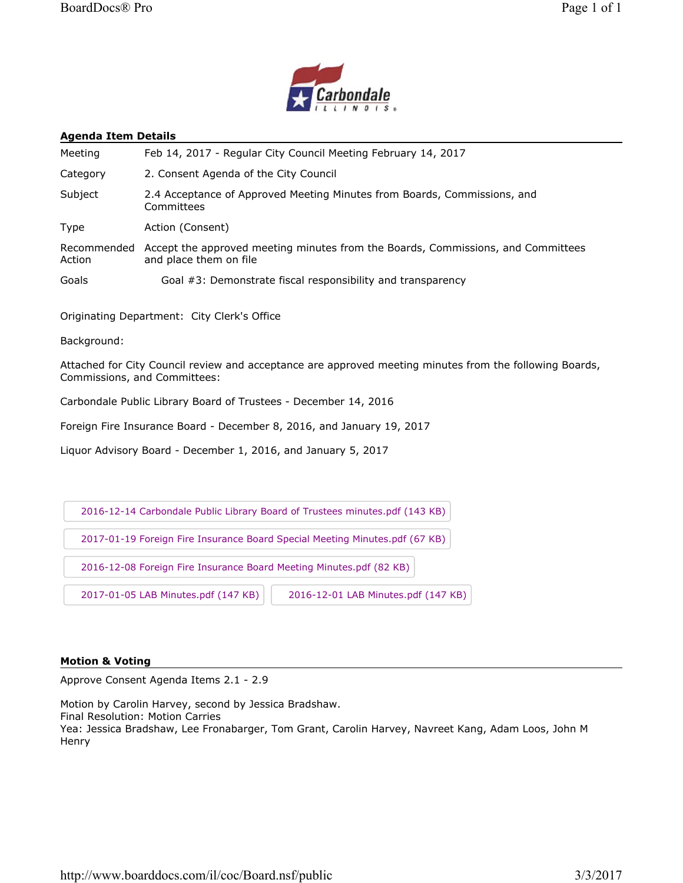## Agenda Item Details

| | |
|---|---|
| Meeting | Feb 14, 2017 - Regular City Council Meeting February 14, 2017 |
| Category | 2. Consent Agenda of the City Council |
| Subject | 2.4 Acceptance of Approved Meeting Minutes from Boards, Commissions, and Committees |
| Type | Action (Consent) |
| Recommended Action | Accept the approved meeting minutes from the Boards, Commissions, and Committees and place them on file |
| Goals | Goal #3: Demonstrate fiscal responsibility and transparency |

Originating Department: City Clerk's Office

Background:

Attached for City Council review and acceptance are approved meeting minutes from the following Boards, Commissions, and Committees:

Carbondale Public Library Board of Trustees - December 14, 2016

Foreign Fire Insurance Board - December 8, 2016, and January 19, 2017

Liquor Advisory Board - December 1, 2016, and January 5, 2017

- 2016-12-14 Carbondale Public Library Board of Trustees minutes.pdf (143 KB)
- 2017-01-19 Foreign Fire Insurance Board Special Meeting Minutes.pdf (67 KB)
- 2016-12-08 Foreign Fire Insurance Board Meeting Minutes.pdf (82 KB)
- 2017-01-05 LAB Minutes.pdf (147 KB)
- 2016-12-01 LAB Minutes.pdf (147 KB)

## Motion & Voting

Approve Consent Agenda Items 2.1 - 2.9

Motion by Carolin Harvey, second by Jessica Bradshaw.
Final Resolution: Motion Carries
Yea: Jessica Bradshaw, Lee Fronabarger, Tom Grant, Carolin Harvey, Navreet Kang, Adam Loos, John M Henry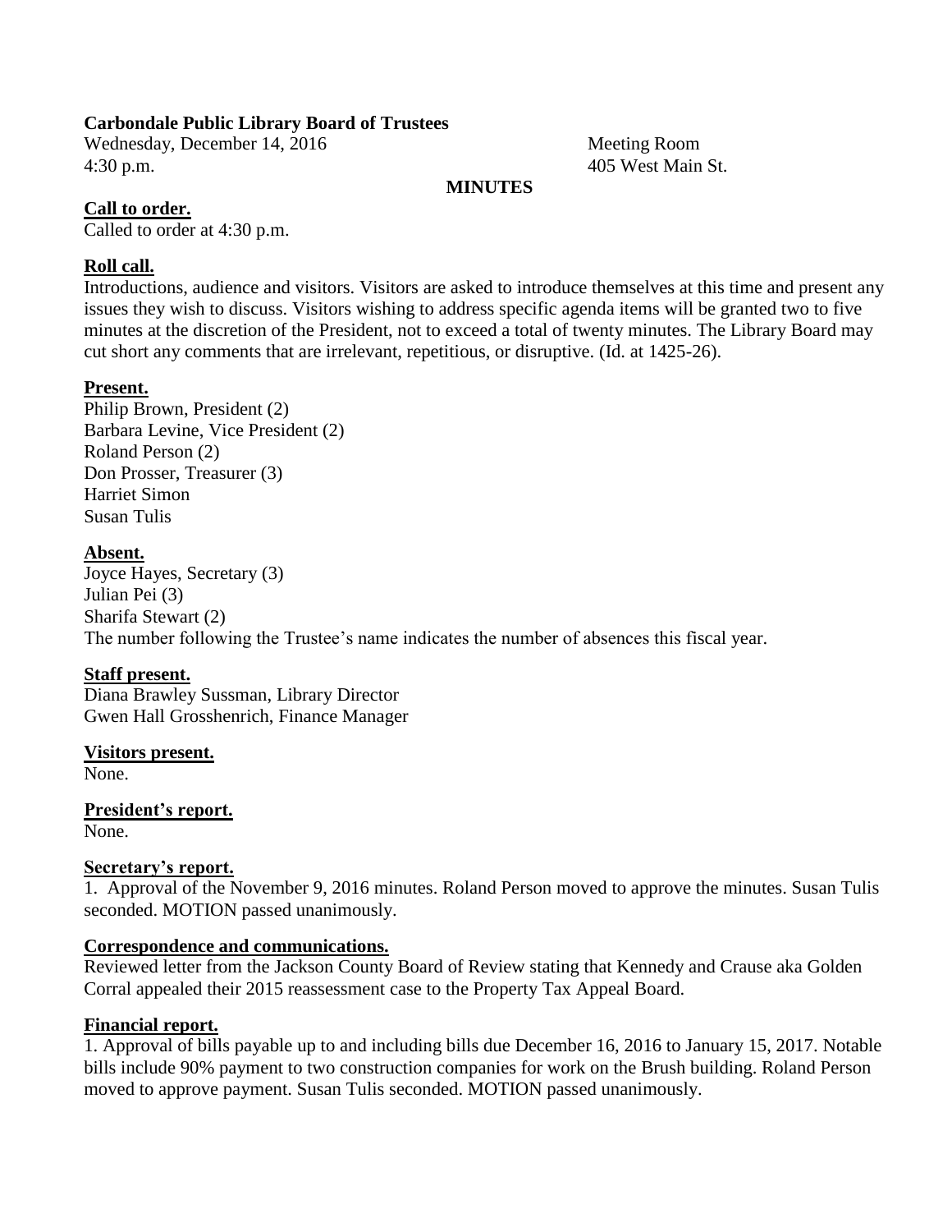**Carbondale Public Library Board of Trustees**

Wednesday, December 14, 2016
4:30 p.m.

Meeting Room
405 West Main St.

**MINUTES**

**Call to order.**

Called to order at 4:30 p.m.

**Roll call.**

Introductions, audience and visitors. Visitors are asked to introduce themselves at this time and present any issues they wish to discuss. Visitors wishing to address specific agenda items will be granted two to five minutes at the discretion of the President, not to exceed a total of twenty minutes. The Library Board may cut short any comments that are irrelevant, repetitious, or disruptive. (Id. at 1425-26).

**Present.**

Philip Brown, President (2)
Barbara Levine, Vice President (2)
Roland Person (2)
Don Prosser, Treasurer (3)
Harriet Simon
Susan Tulis

**Absent.**

Joyce Hayes, Secretary (3)
Julian Pei (3)
Sharifa Stewart (2)
The number following the Trustee's name indicates the number of absences this fiscal year.

**Staff present.**

Diana Brawley Sussman, Library Director
Gwen Hall Grosshenrich, Finance Manager

**Visitors present.**

None.

**President's report.**

None.

**Secretary's report.**

1. Approval of the November 9, 2016 minutes. Roland Person moved to approve the minutes. Susan Tulis seconded. MOTION passed unanimously.

**Correspondence and communications.**

Reviewed letter from the Jackson County Board of Review stating that Kennedy and Crause aka Golden Corral appealed their 2015 reassessment case to the Property Tax Appeal Board.

**Financial report.**

1. Approval of bills payable up to and including bills due December 16, 2016 to January 15, 2017. Notable bills include 90% payment to two construction companies for work on the Brush building. Roland Person moved to approve payment. Susan Tulis seconded. MOTION passed unanimously.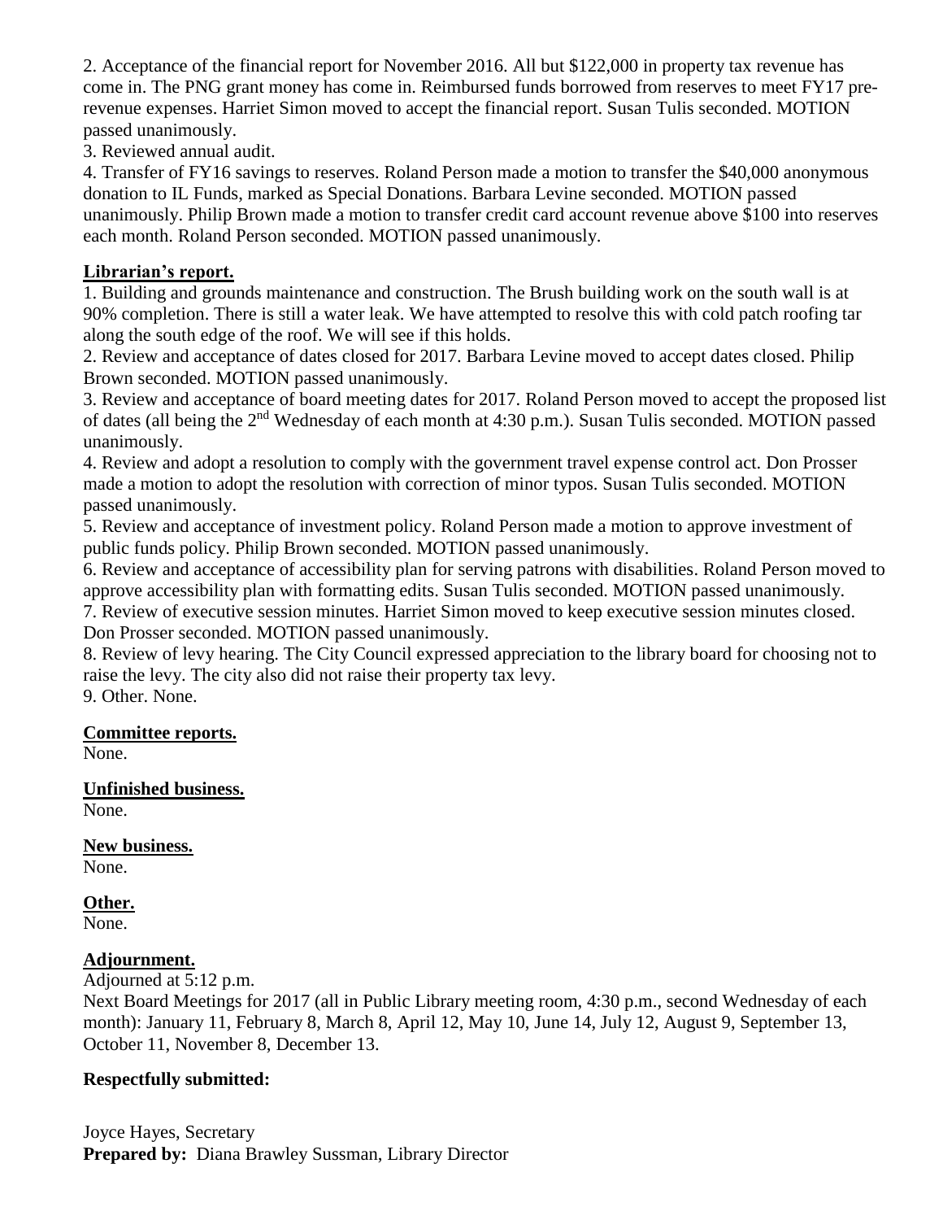2. Acceptance of the financial report for November 2016. All but $122,000 in property tax revenue has come in. The PNG grant money has come in. Reimbursed funds borrowed from reserves to meet FY17 pre-revenue expenses. Harriet Simon moved to accept the financial report. Susan Tulis seconded. MOTION passed unanimously.

3. Reviewed annual audit.

4. Transfer of FY16 savings to reserves. Roland Person made a motion to transfer the $40,000 anonymous donation to IL Funds, marked as Special Donations. Barbara Levine seconded. MOTION passed unanimously. Philip Brown made a motion to transfer credit card account revenue above $100 into reserves each month. Roland Person seconded. MOTION passed unanimously.

**Librarian's report.**

1. Building and grounds maintenance and construction. The Brush building work on the south wall is at 90% completion. There is still a water leak. We have attempted to resolve this with cold patch roofing tar along the south edge of the roof. We will see if this holds.

2. Review and acceptance of dates closed for 2017. Barbara Levine moved to accept dates closed. Philip Brown seconded. MOTION passed unanimously.

3. Review and acceptance of board meeting dates for 2017. Roland Person moved to accept the proposed list of dates (all being the 2nd Wednesday of each month at 4:30 p.m.). Susan Tulis seconded. MOTION passed unanimously.

4. Review and adopt a resolution to comply with the government travel expense control act. Don Prosser made a motion to adopt the resolution with correction of minor typos. Susan Tulis seconded. MOTION passed unanimously.

5. Review and acceptance of investment policy. Roland Person made a motion to approve investment of public funds policy. Philip Brown seconded. MOTION passed unanimously.

6. Review and acceptance of accessibility plan for serving patrons with disabilities. Roland Person moved to approve accessibility plan with formatting edits. Susan Tulis seconded. MOTION passed unanimously.

7. Review of executive session minutes. Harriet Simon moved to keep executive session minutes closed. Don Prosser seconded. MOTION passed unanimously.

8. Review of levy hearing. The City Council expressed appreciation to the library board for choosing not to raise the levy. The city also did not raise their property tax levy.

9. Other. None.

**Committee reports.**

None.

**Unfinished business.**

None.

**New business.**

None.

**Other.**

None.

**Adjournment.**

Adjourned at 5:12 p.m.

Next Board Meetings for 2017 (all in Public Library meeting room, 4:30 p.m., second Wednesday of each month): January 11, February 8, March 8, April 12, May 10, June 14, July 12, August 9, September 13, October 11, November 8, December 13.

**Respectfully submitted:**

Joyce Hayes, Secretary

**Prepared by:** Diana Brawley Sussman, Library Director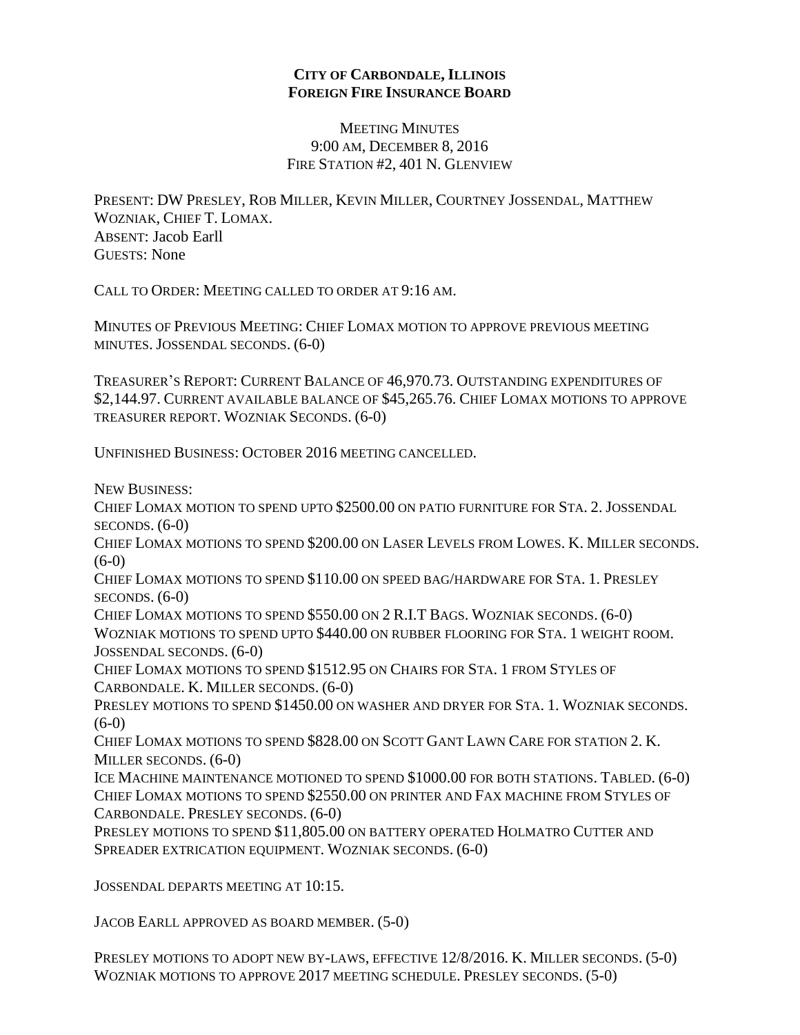**CITY OF CARBONDALE, ILLINOIS**
**FOREIGN FIRE INSURANCE BOARD**

MEETING MINUTES
9:00 AM, DECEMBER 8, 2016
FIRE STATION #2, 401 N. GLENVIEW

PRESENT: DW PRESLEY, ROB MILLER, KEVIN MILLER, COURTNEY JOSSENDAL, MATTHEW WOZNIAK, CHIEF T. LOMAX.
ABSENT: Jacob Earll
GUESTS: None

CALL TO ORDER: MEETING CALLED TO ORDER AT 9:16 AM.

MINUTES OF PREVIOUS MEETING: CHIEF LOMAX MOTION TO APPROVE PREVIOUS MEETING MINUTES. JOSSENDAL SECONDS. (6-0)

TREASURER'S REPORT: CURRENT BALANCE OF 46,970.73. OUTSTANDING EXPENDITURES OF $2,144.97. CURRENT AVAILABLE BALANCE OF $45,265.76. CHIEF LOMAX MOTIONS TO APPROVE TREASURER REPORT. WOZNIAK SECONDS. (6-0)

UNFINISHED BUSINESS: OCTOBER 2016 MEETING CANCELLED.

NEW BUSINESS:
CHIEF LOMAX MOTION TO SPEND UPTO $2500.00 ON PATIO FURNITURE FOR STA. 2. JOSSENDAL SECONDS. (6-0)
CHIEF LOMAX MOTIONS TO SPEND $200.00 ON LASER LEVELS FROM LOWES. K. MILLER SECONDS. (6-0)
CHIEF LOMAX MOTIONS TO SPEND $110.00 ON SPEED BAG/HARDWARE FOR STA. 1. PRESLEY SECONDS. (6-0)
CHIEF LOMAX MOTIONS TO SPEND $550.00 ON 2 R.I.T BAGS. WOZNIAK SECONDS. (6-0)
WOZNIAK MOTIONS TO SPEND UPTO $440.00 ON RUBBER FLOORING FOR STA. 1 WEIGHT ROOM. JOSSENDAL SECONDS. (6-0)
CHIEF LOMAX MOTIONS TO SPEND $1512.95 ON CHAIRS FOR STA. 1 FROM STYLES OF CARBONDALE. K. MILLER SECONDS. (6-0)
PRESLEY MOTIONS TO SPEND $1450.00 ON WASHER AND DRYER FOR STA. 1. WOZNIAK SECONDS. (6-0)
CHIEF LOMAX MOTIONS TO SPEND $828.00 ON SCOTT GANT LAWN CARE FOR STATION 2. K. MILLER SECONDS. (6-0)
ICE MACHINE MAINTENANCE MOTIONED TO SPEND $1000.00 FOR BOTH STATIONS. TABLED. (6-0)
CHIEF LOMAX MOTIONS TO SPEND $2550.00 ON PRINTER AND FAX MACHINE FROM STYLES OF CARBONDALE. PRESLEY SECONDS. (6-0)
PRESLEY MOTIONS TO SPEND $11,805.00 ON BATTERY OPERATED HOLMATRO CUTTER AND SPREADER EXTRICATION EQUIPMENT. WOZNIAK SECONDS. (6-0)

JOSSENDAL DEPARTS MEETING AT 10:15.

JACOB EARLL APPROVED AS BOARD MEMBER. (5-0)

PRESLEY MOTIONS TO ADOPT NEW BY-LAWS, EFFECTIVE 12/8/2016. K. MILLER SECONDS. (5-0)
WOZNIAK MOTIONS TO APPROVE 2017 MEETING SCHEDULE. PRESLEY SECONDS. (5-0)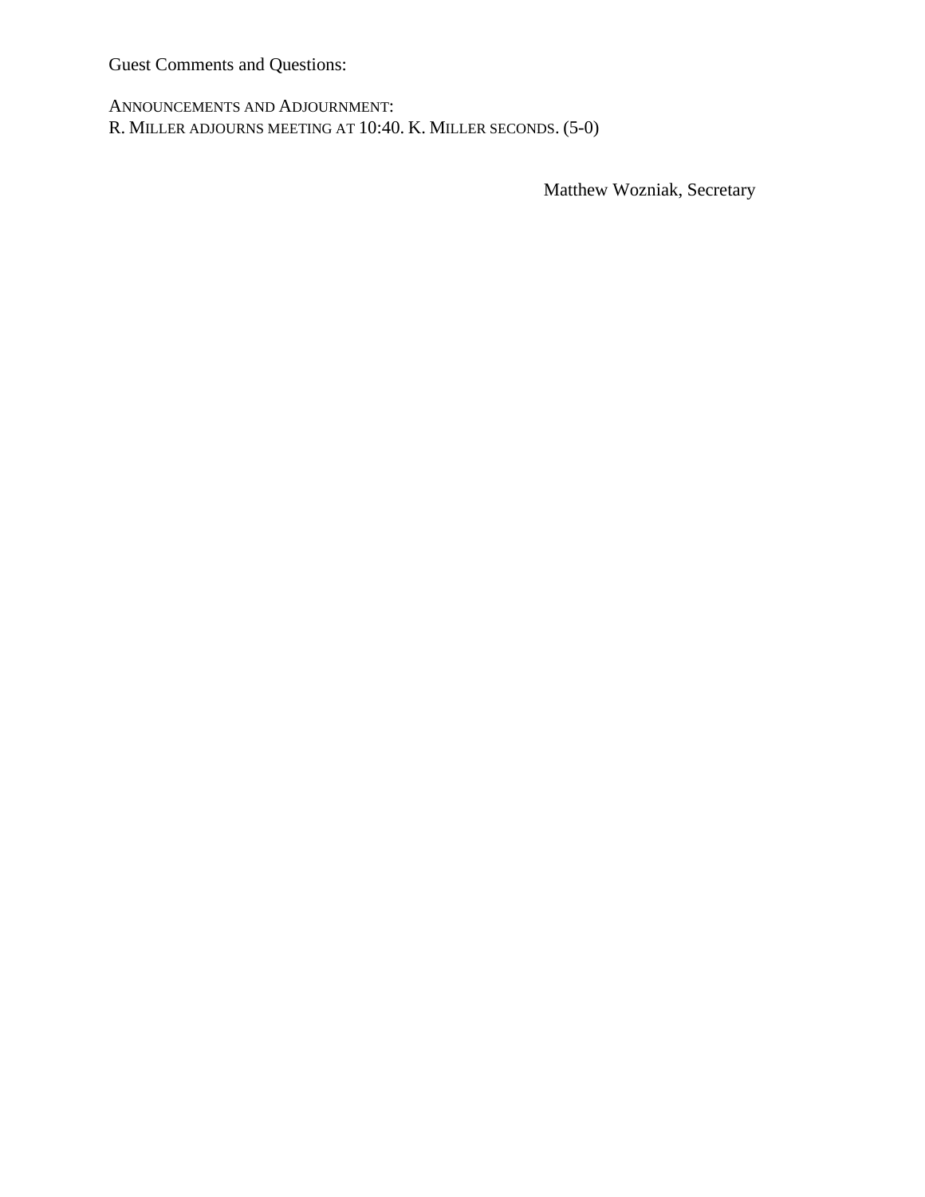Guest Comments and Questions:

ANNOUNCEMENTS AND ADJOURNMENT:
R. MILLER ADJOURNS MEETING AT 10:40. K. MILLER SECONDS. (5-0)

Matthew Wozniak, Secretary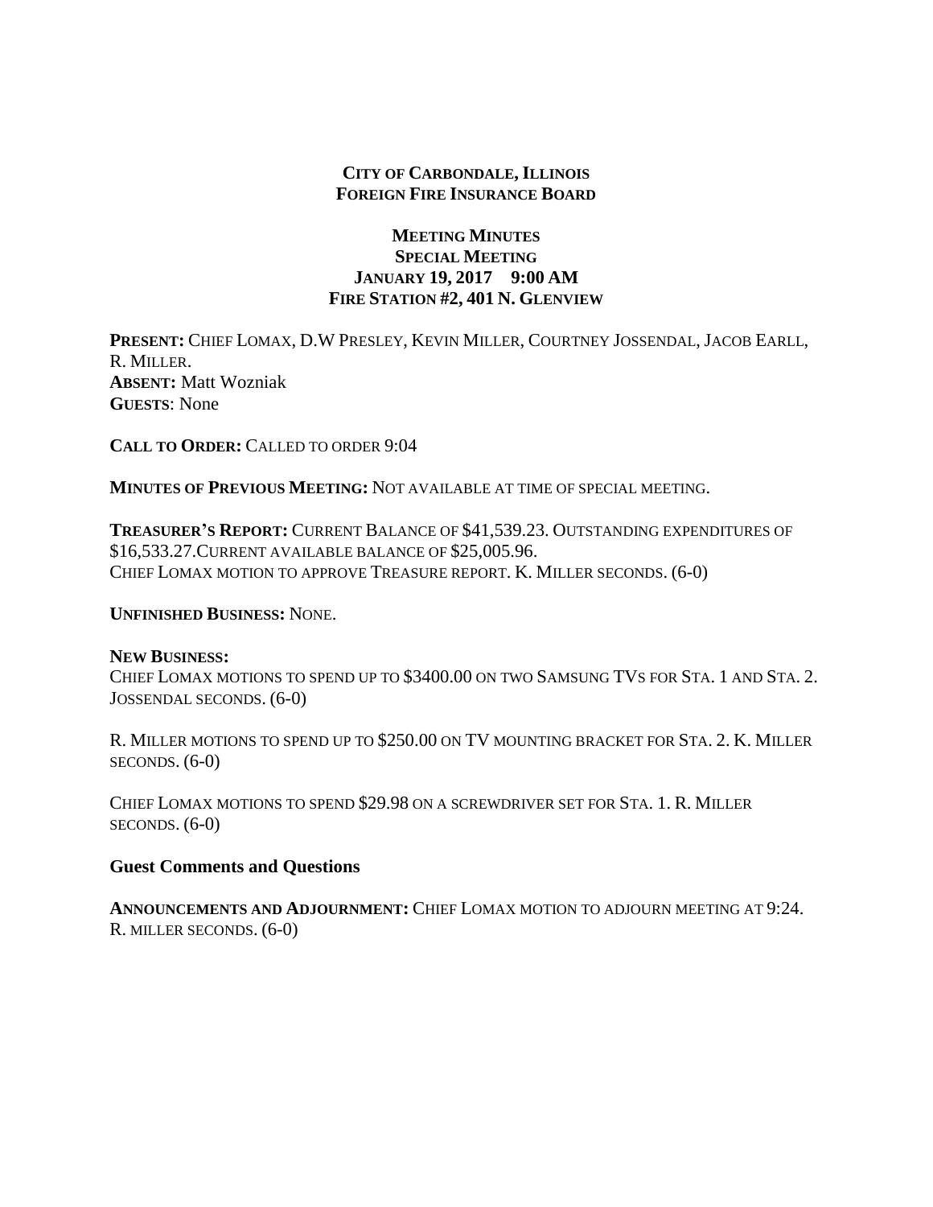**CITY OF CARBONDALE, ILLINOIS**
**FOREIGN FIRE INSURANCE BOARD**

**MEETING MINUTES**
**SPECIAL MEETING**
**JANUARY 19, 2017 9:00 AM**
**FIRE STATION #2, 401 N. GLENVIEW**

**PRESENT:** CHIEF LOMAX, D.W PRESLEY, KEVIN MILLER, COURTNEY JOSSENDAL, JACOB EARLL, R. MILLER.
**ABSENT:** Matt Wozniak
**GUESTS**: None

**CALL TO ORDER:** CALLED TO ORDER 9:04

**MINUTES OF PREVIOUS MEETING:** NOT AVAILABLE AT TIME OF SPECIAL MEETING.

**TREASURER'S REPORT:** CURRENT BALANCE OF $41,539.23. OUTSTANDING EXPENDITURES OF $16,533.27.CURRENT AVAILABLE BALANCE OF $25,005.96.
CHIEF LOMAX MOTION TO APPROVE TREASURE REPORT. K. MILLER SECONDS. (6-0)

**UNFINISHED BUSINESS:** NONE.

**NEW BUSINESS:**
CHIEF LOMAX MOTIONS TO SPEND UP TO $3400.00 ON TWO SAMSUNG TVS FOR STA. 1 AND STA. 2. JOSSENDAL SECONDS. (6-0)

R. MILLER MOTIONS TO SPEND UP TO $250.00 ON TV MOUNTING BRACKET FOR STA. 2. K. MILLER SECONDS. (6-0)

CHIEF LOMAX MOTIONS TO SPEND $29.98 ON A SCREWDRIVER SET FOR STA. 1. R. MILLER SECONDS. (6-0)

**Guest Comments and Questions**

**ANNOUNCEMENTS AND ADJOURNMENT:** CHIEF LOMAX MOTION TO ADJOURN MEETING AT 9:24. R. MILLER SECONDS. (6-0)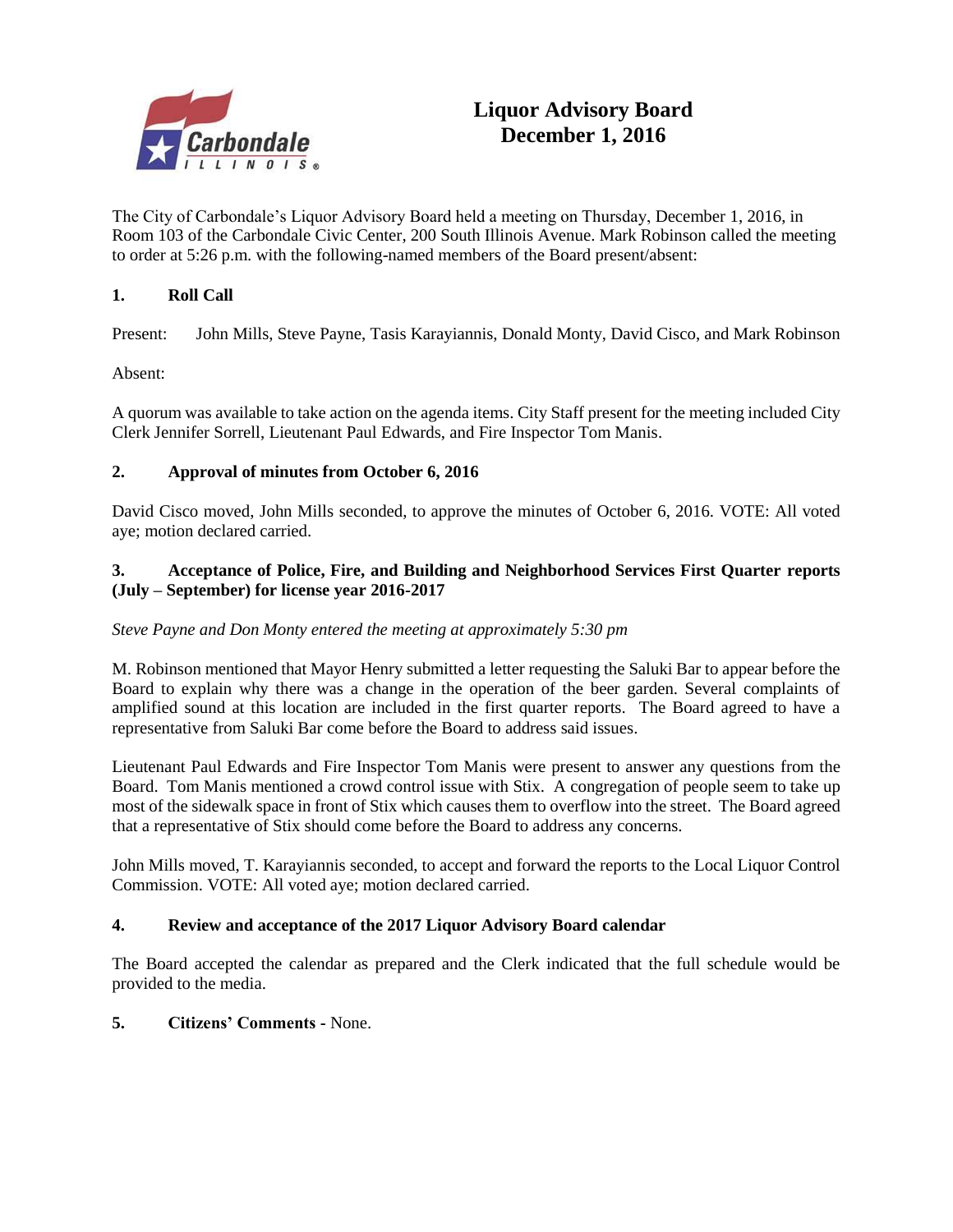# Liquor Advisory Board
# December 1, 2016

The City of Carbondale's Liquor Advisory Board held a meeting on Thursday, December 1, 2016, in Room 103 of the Carbondale Civic Center, 200 South Illinois Avenue. Mark Robinson called the meeting to order at 5:26 p.m. with the following-named members of the Board present/absent:

**1. Roll Call**

Present: John Mills, Steve Payne, Tasis Karayiannis, Donald Monty, David Cisco, and Mark Robinson

Absent:

A quorum was available to take action on the agenda items. City Staff present for the meeting included City Clerk Jennifer Sorrell, Lieutenant Paul Edwards, and Fire Inspector Tom Manis.

**2. Approval of minutes from October 6, 2016**

David Cisco moved, John Mills seconded, to approve the minutes of October 6, 2016. VOTE: All voted aye; motion declared carried.

**3. Acceptance of Police, Fire, and Building and Neighborhood Services First Quarter reports (July – September) for license year 2016-2017**

*Steve Payne and Don Monty entered the meeting at approximately 5:30 pm*

M. Robinson mentioned that Mayor Henry submitted a letter requesting the Saluki Bar to appear before the Board to explain why there was a change in the operation of the beer garden. Several complaints of amplified sound at this location are included in the first quarter reports. The Board agreed to have a representative from Saluki Bar come before the Board to address said issues.

Lieutenant Paul Edwards and Fire Inspector Tom Manis were present to answer any questions from the Board. Tom Manis mentioned a crowd control issue with Stix. A congregation of people seem to take up most of the sidewalk space in front of Stix which causes them to overflow into the street. The Board agreed that a representative of Stix should come before the Board to address any concerns.

John Mills moved, T. Karayiannis seconded, to accept and forward the reports to the Local Liquor Control Commission. VOTE: All voted aye; motion declared carried.

**4. Review and acceptance of the 2017 Liquor Advisory Board calendar**

The Board accepted the calendar as prepared and the Clerk indicated that the full schedule would be provided to the media.

**5. Citizens' Comments** - None.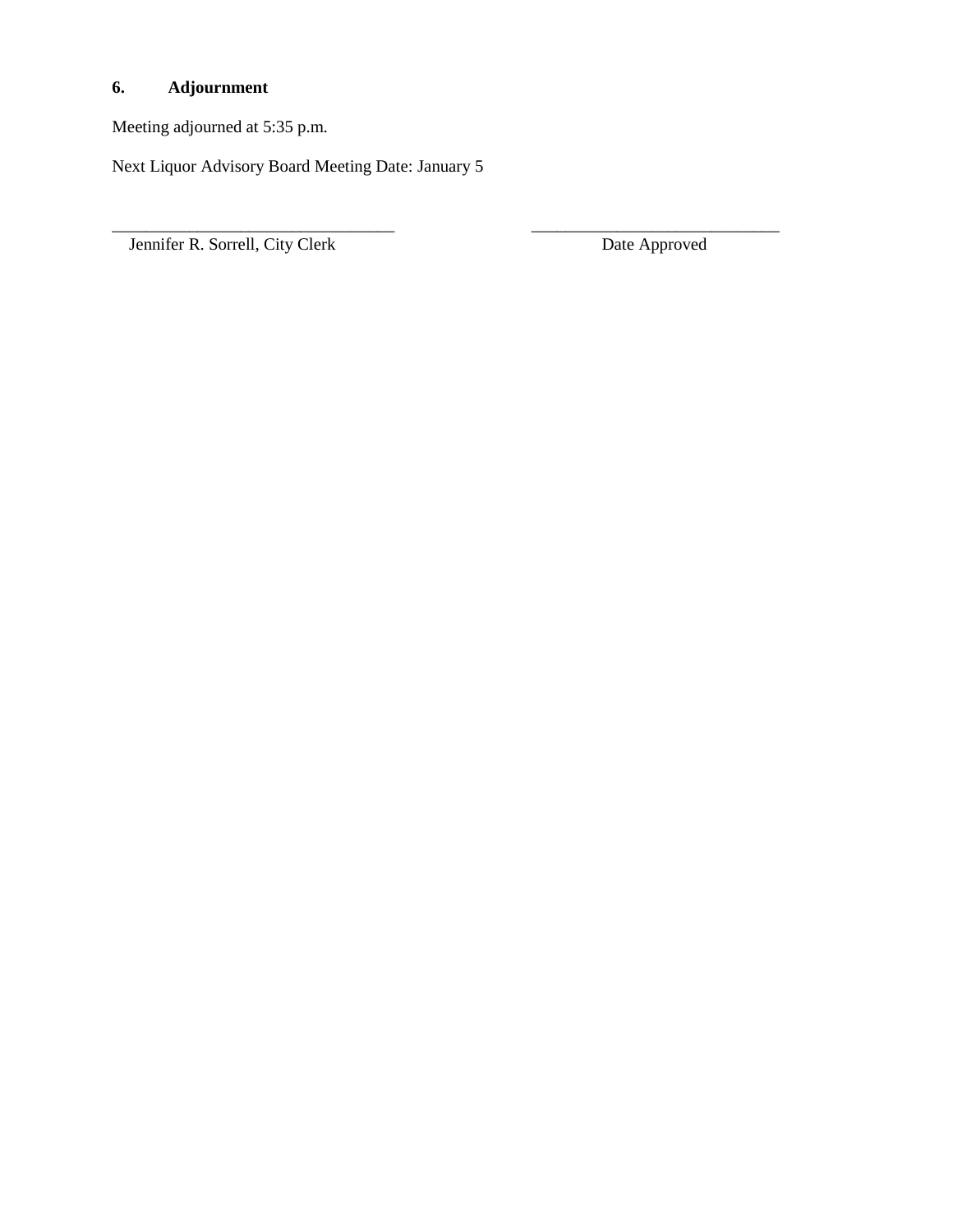**6. Adjournment**

Meeting adjourned at 5:35 p.m.

Next Liquor Advisory Board Meeting Date: January 5

| ______________________________ | ______________________________ |
| --- | --- |
| Jennifer R. Sorrell, City Clerk | Date Approved |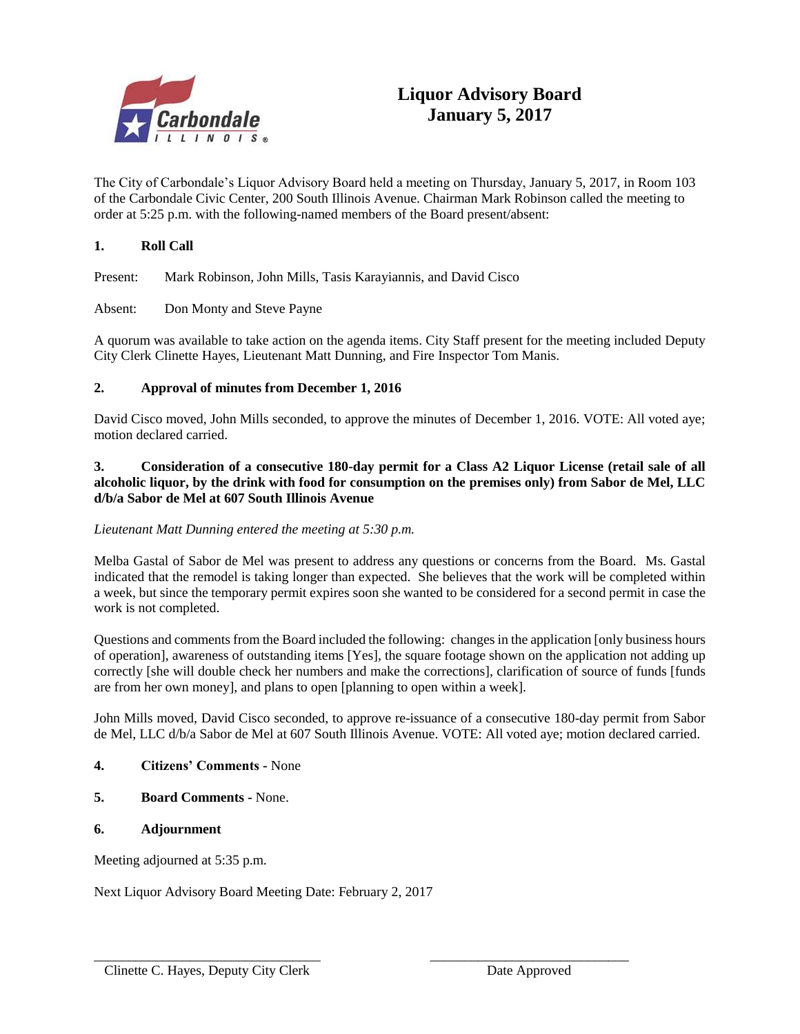# Liquor Advisory Board
## January 5, 2017

The City of Carbondale's Liquor Advisory Board held a meeting on Thursday, January 5, 2017, in Room 103 of the Carbondale Civic Center, 200 South Illinois Avenue. Chairman Mark Robinson called the meeting to order at 5:25 p.m. with the following-named members of the Board present/absent:

**1. Roll Call**

Present: Mark Robinson, John Mills, Tasis Karayiannis, and David Cisco

Absent: Don Monty and Steve Payne

A quorum was available to take action on the agenda items. City Staff present for the meeting included Deputy City Clerk Clinette Hayes, Lieutenant Matt Dunning, and Fire Inspector Tom Manis.

**2. Approval of minutes from December 1, 2016**

David Cisco moved, John Mills seconded, to approve the minutes of December 1, 2016. VOTE: All voted aye; motion declared carried.

**3. Consideration of a consecutive 180-day permit for a Class A2 Liquor License (retail sale of all alcoholic liquor, by the drink with food for consumption on the premises only) from Sabor de Mel, LLC d/b/a Sabor de Mel at 607 South Illinois Avenue**

*Lieutenant Matt Dunning entered the meeting at 5:30 p.m.*

Melba Gastal of Sabor de Mel was present to address any questions or concerns from the Board. Ms. Gastal indicated that the remodel is taking longer than expected. She believes that the work will be completed within a week, but since the temporary permit expires soon she wanted to be considered for a second permit in case the work is not completed.

Questions and comments from the Board included the following: changes in the application [only business hours of operation], awareness of outstanding items [Yes], the square footage shown on the application not adding up correctly [she will double check her numbers and make the corrections], clarification of source of funds [funds are from her own money], and plans to open [planning to open within a week].

John Mills moved, David Cisco seconded, to approve re-issuance of a consecutive 180-day permit from Sabor de Mel, LLC d/b/a Sabor de Mel at 607 South Illinois Avenue. VOTE: All voted aye; motion declared carried.

**4. Citizens' Comments -** None

**5. Board Comments -** None.

**6. Adjournment**

Meeting adjourned at 5:35 p.m.

Next Liquor Advisory Board Meeting Date: February 2, 2017

\_\_\_\_\_\_\_\_\_\_\_\_\_\_\_\_\_\_\_\_\_\_\_\_\_\_\_\_\_\_\_\_ 
Clinette C. Hayes, Deputy City Clerk

\_\_\_\_\_\_\_\_\_\_\_\_\_\_\_\_\_\_\_\_\_\_\_\_\_\_\_\_\_\_\_\_ 
Date Approved